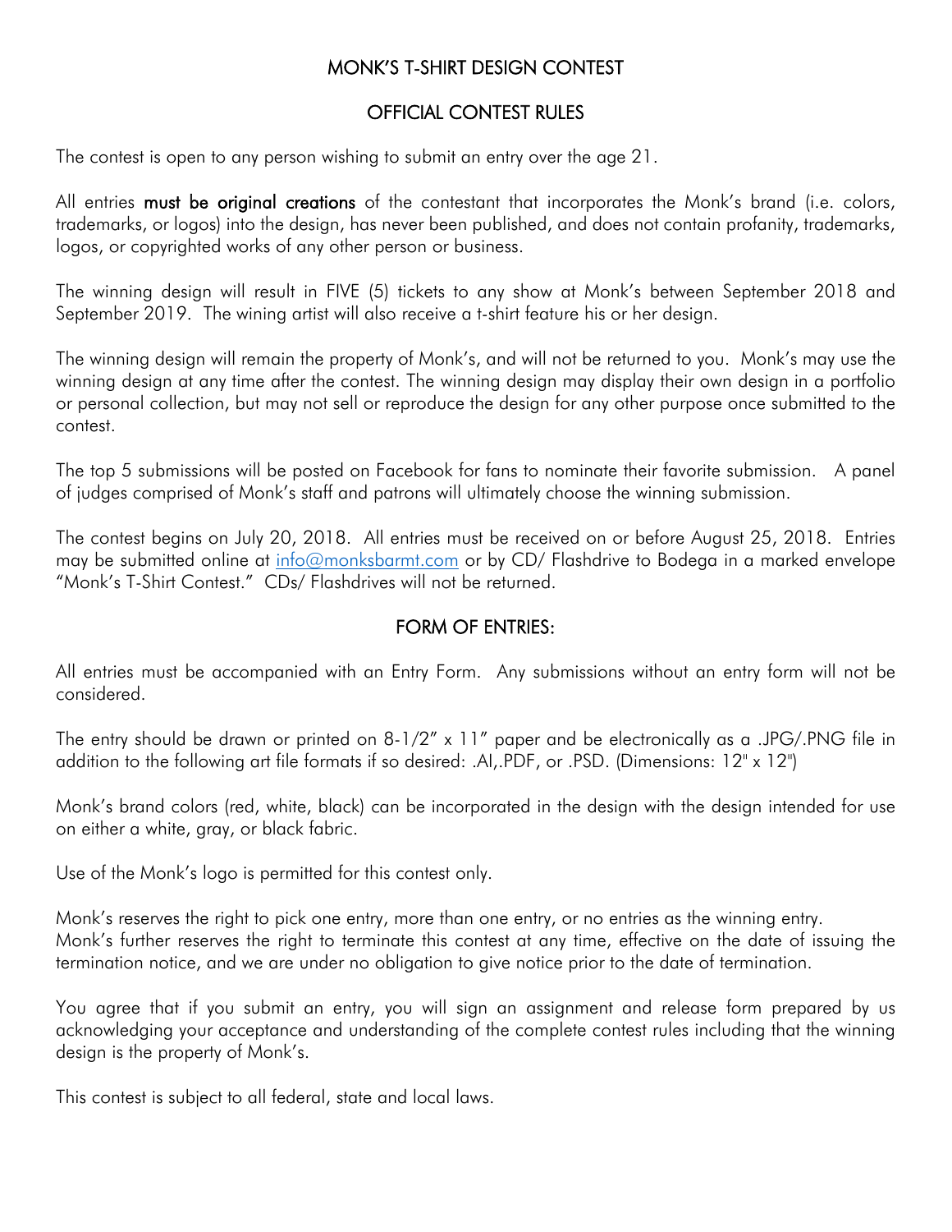# MONK'S T-SHIRT DESIGN CONTEST

## OFFICIAL CONTEST RULES

The contest is open to any person wishing to submit an entry over the age 21.

All entries **must be original creations** of the contestant that incorporates the Monk's brand (i.e. colors, trademarks, or logos) into the design, has never been published, and does not contain profanity, trademarks, logos, or copyrighted works of any other person or business.

The winning design will result in FIVE (5) tickets to any show at Monk's between September 2018 and September 2019. The wining artist will also receive a t-shirt feature his or her design.

The winning design will remain the property of Monk's, and will not be returned to you. Monk's may use the winning design at any time after the contest. The winning design may display their own design in a portfolio or personal collection, but may not sell or reproduce the design for any other purpose once submitted to the contest.

The top 5 submissions will be posted on Facebook for fans to nominate their favorite submission. A panel of judges comprised of Monk's staff and patrons will ultimately choose the winning submission.

The contest begins on July 20, 2018. All entries must be received on or before August 25, 2018. Entries may be submitted online at info@monksbarmt.com or by CD/ Flashdrive to Bodega in a marked envelope "Monk's T-Shirt Contest." CDs/ Flashdrives will not be returned.

## FORM OF ENTRIES:

All entries must be accompanied with an Entry Form. Any submissions without an entry form will not be considered.

The entry should be drawn or printed on 8-1/2" x 11" paper and be electronically as a .JPG/.PNG file in addition to the following art file formats if so desired: .AI,.PDF, or .PSD. (Dimensions: 12" x 12")

Monk's brand colors (red, white, black) can be incorporated in the design with the design intended for use on either a white, gray, or black fabric.

Use of the Monk's logo is permitted for this contest only.

Monk's reserves the right to pick one entry, more than one entry, or no entries as the winning entry.
Monk's further reserves the right to terminate this contest at any time, effective on the date of issuing the termination notice, and we are under no obligation to give notice prior to the date of termination.

You agree that if you submit an entry, you will sign an assignment and release form prepared by us acknowledging your acceptance and understanding of the complete contest rules including that the winning design is the property of Monk's.

This contest is subject to all federal, state and local laws.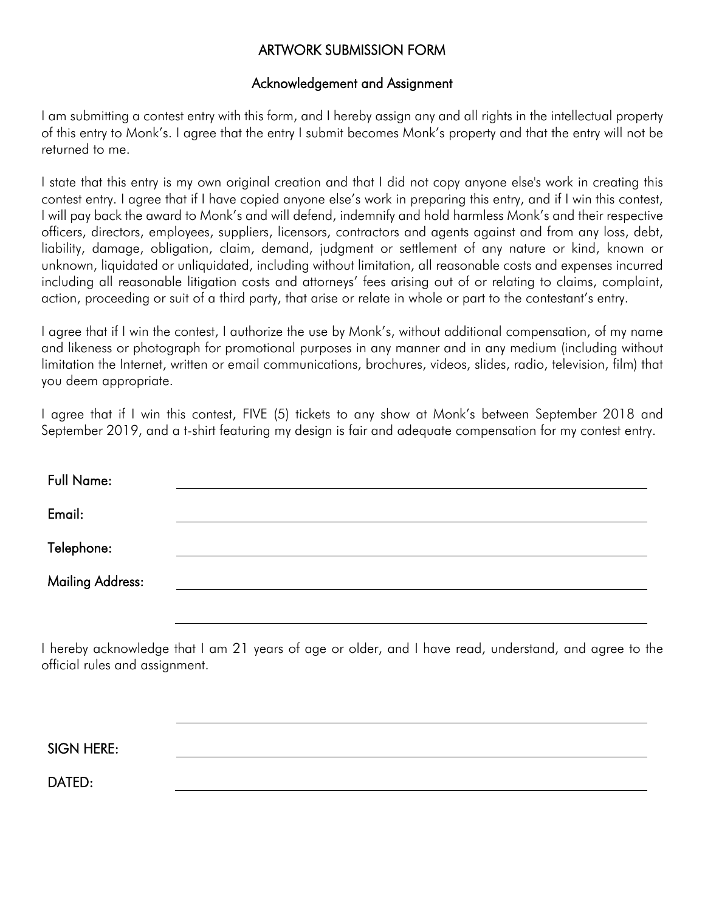# ARTWORK SUBMISSION FORM

## Acknowledgement and Assignment

I am submitting a contest entry with this form, and I hereby assign any and all rights in the intellectual property of this entry to Monk's. I agree that the entry I submit becomes Monk's property and that the entry will not be returned to me.

I state that this entry is my own original creation and that I did not copy anyone else's work in creating this contest entry. I agree that if I have copied anyone else's work in preparing this entry, and if I win this contest, I will pay back the award to Monk's and will defend, indemnify and hold harmless Monk's and their respective officers, directors, employees, suppliers, licensors, contractors and agents against and from any loss, debt, liability, damage, obligation, claim, demand, judgment or settlement of any nature or kind, known or unknown, liquidated or unliquidated, including without limitation, all reasonable costs and expenses incurred including all reasonable litigation costs and attorneys' fees arising out of or relating to claims, complaint, action, proceeding or suit of a third party, that arise or relate in whole or part to the contestant's entry.

I agree that if I win the contest, I authorize the use by Monk's, without additional compensation, of my name and likeness or photograph for promotional purposes in any manner and in any medium (including without limitation the Internet, written or email communications, brochures, videos, slides, radio, television, film) that you deem appropriate.

I agree that if I win this contest, FIVE (5) tickets to any show at Monk's between September 2018 and September 2019, and a t-shirt featuring my design is fair and adequate compensation for my contest entry.

Full Name: ______________________________

Email: ______________________________

Telephone: ______________________________

Mailing Address: ______________________________

______________________________

I hereby acknowledge that I am 21 years of age or older, and I have read, understand, and agree to the official rules and assignment.

______________________________

SIGN HERE: ______________________________

DATED: ______________________________